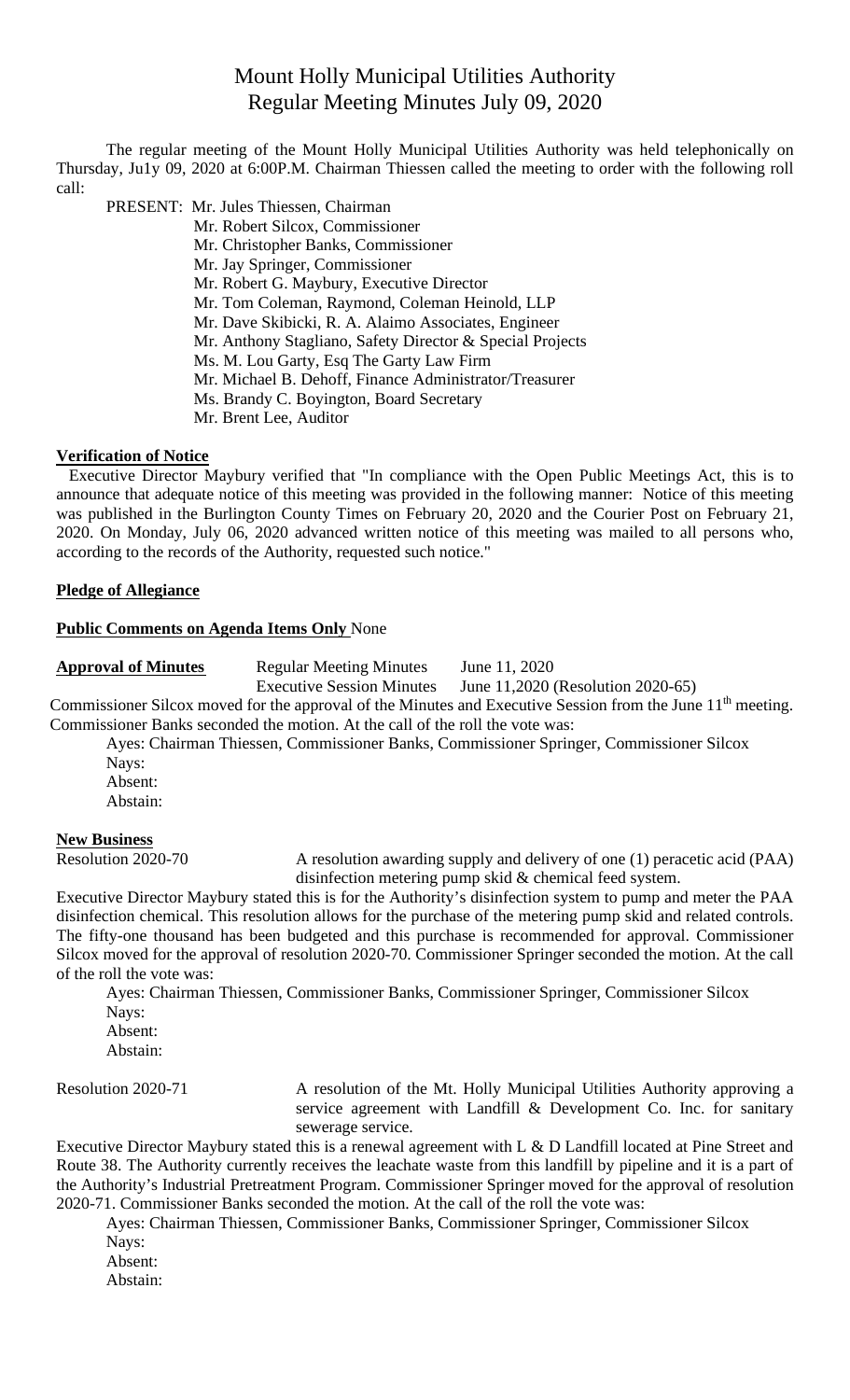# Mount Holly Municipal Utilities Authority
## Regular Meeting Minutes July 09, 2020

The regular meeting of the Mount Holly Municipal Utilities Authority was held telephonically on Thursday, Ju1y 09, 2020 at 6:00P.M. Chairman Thiessen called the meeting to order with the following roll call:

PRESENT: Mr. Jules Thiessen, Chairman
Mr. Robert Silcox, Commissioner
Mr. Christopher Banks, Commissioner
Mr. Jay Springer, Commissioner
Mr. Robert G. Maybury, Executive Director
Mr. Tom Coleman, Raymond, Coleman Heinold, LLP
Mr. Dave Skibicki, R. A. Alaimo Associates, Engineer
Mr. Anthony Stagliano, Safety Director & Special Projects
Ms. M. Lou Garty, Esq The Garty Law Firm
Mr. Michael B. Dehoff, Finance Administrator/Treasurer
Ms. Brandy C. Boyington, Board Secretary
Mr. Brent Lee, Auditor

**Verification of Notice**

Executive Director Maybury verified that "In compliance with the Open Public Meetings Act, this is to announce that adequate notice of this meeting was provided in the following manner: Notice of this meeting was published in the Burlington County Times on February 20, 2020 and the Courier Post on February 21, 2020. On Monday, July 06, 2020 advanced written notice of this meeting was mailed to all persons who, according to the records of the Authority, requested such notice."

**Pledge of Allegiance**

**Public Comments on Agenda Items Only** None

**Approval of Minutes** Regular Meeting Minutes June 11, 2020
Executive Session Minutes June 11,2020 (Resolution 2020-65)

Commissioner Silcox moved for the approval of the Minutes and Executive Session from the June 11th meeting. Commissioner Banks seconded the motion. At the call of the roll the vote was:

Ayes: Chairman Thiessen, Commissioner Banks, Commissioner Springer, Commissioner Silcox
Nays:
Absent:
Abstain:

**New Business**

Resolution 2020-70 A resolution awarding supply and delivery of one (1) peracetic acid (PAA) disinfection metering pump skid & chemical feed system.

Executive Director Maybury stated this is for the Authority's disinfection system to pump and meter the PAA disinfection chemical. This resolution allows for the purchase of the metering pump skid and related controls. The fifty-one thousand has been budgeted and this purchase is recommended for approval. Commissioner Silcox moved for the approval of resolution 2020-70. Commissioner Springer seconded the motion. At the call of the roll the vote was:

Ayes: Chairman Thiessen, Commissioner Banks, Commissioner Springer, Commissioner Silcox
Nays:
Absent:
Abstain:

Resolution 2020-71 A resolution of the Mt. Holly Municipal Utilities Authority approving a service agreement with Landfill & Development Co. Inc. for sanitary sewerage service.

Executive Director Maybury stated this is a renewal agreement with L & D Landfill located at Pine Street and Route 38. The Authority currently receives the leachate waste from this landfill by pipeline and it is a part of the Authority's Industrial Pretreatment Program. Commissioner Springer moved for the approval of resolution 2020-71. Commissioner Banks seconded the motion. At the call of the roll the vote was:

Ayes: Chairman Thiessen, Commissioner Banks, Commissioner Springer, Commissioner Silcox
Nays:
Absent:
Abstain: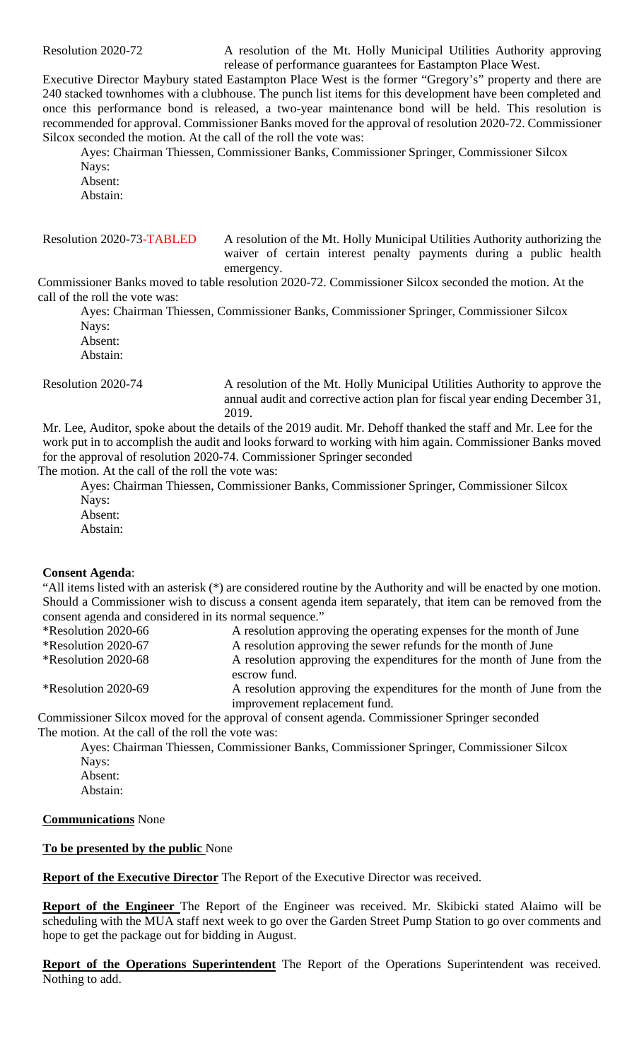Resolution 2020-72 A resolution of the Mt. Holly Municipal Utilities Authority approving release of performance guarantees for Eastampton Place West.

Executive Director Maybury stated Eastampton Place West is the former "Gregory's" property and there are 240 stacked townhomes with a clubhouse. The punch list items for this development have been completed and once this performance bond is released, a two-year maintenance bond will be held. This resolution is recommended for approval. Commissioner Banks moved for the approval of resolution 2020-72. Commissioner Silcox seconded the motion. At the call of the roll the vote was:

Ayes: Chairman Thiessen, Commissioner Banks, Commissioner Springer, Commissioner Silcox
Nays:
Absent:
Abstain:

Resolution 2020-73-TABLED A resolution of the Mt. Holly Municipal Utilities Authority authorizing the waiver of certain interest penalty payments during a public health emergency.

Commissioner Banks moved to table resolution 2020-72. Commissioner Silcox seconded the motion. At the call of the roll the vote was:

Ayes: Chairman Thiessen, Commissioner Banks, Commissioner Springer, Commissioner Silcox
Nays:
Absent:
Abstain:

Resolution 2020-74 A resolution of the Mt. Holly Municipal Utilities Authority to approve the annual audit and corrective action plan for fiscal year ending December 31, 2019.

Mr. Lee, Auditor, spoke about the details of the 2019 audit. Mr. Dehoff thanked the staff and Mr. Lee for the work put in to accomplish the audit and looks forward to working with him again. Commissioner Banks moved for the approval of resolution 2020-74. Commissioner Springer seconded
The motion. At the call of the roll the vote was:

Ayes: Chairman Thiessen, Commissioner Banks, Commissioner Springer, Commissioner Silcox
Nays:
Absent:
Abstain:

**Consent Agenda**:

"All items listed with an asterisk (*) are considered routine by the Authority and will be enacted by one motion. Should a Commissioner wish to discuss a consent agenda item separately, that item can be removed from the consent agenda and considered in its normal sequence."

*Resolution 2020-66 A resolution approving the operating expenses for the month of June
*Resolution 2020-67 A resolution approving the sewer refunds for the month of June
*Resolution 2020-68 A resolution approving the expenditures for the month of June from the escrow fund.
*Resolution 2020-69 A resolution approving the expenditures for the month of June from the improvement replacement fund.

Commissioner Silcox moved for the approval of consent agenda. Commissioner Springer seconded
The motion. At the call of the roll the vote was:

Ayes: Chairman Thiessen, Commissioner Banks, Commissioner Springer, Commissioner Silcox
Nays:
Absent:
Abstain:

**Communications** None

**To be presented by the public** None

**Report of the Executive Director** The Report of the Executive Director was received.

**Report of the Engineer** The Report of the Engineer was received. Mr. Skibicki stated Alaimo will be scheduling with the MUA staff next week to go over the Garden Street Pump Station to go over comments and hope to get the package out for bidding in August.

**Report of the Operations Superintendent** The Report of the Operations Superintendent was received. Nothing to add.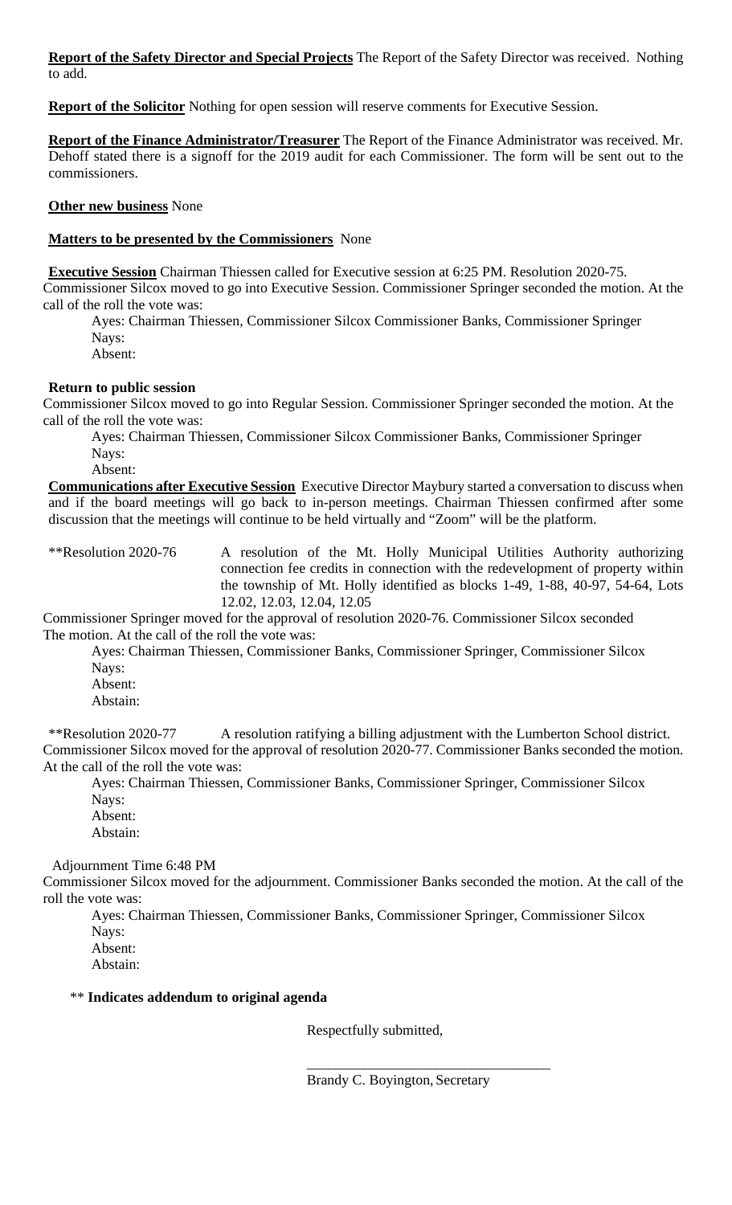**Report of the Safety Director and Special Projects** The Report of the Safety Director was received. Nothing to add.

**Report of the Solicitor** Nothing for open session will reserve comments for Executive Session.

**Report of the Finance Administrator/Treasurer** The Report of the Finance Administrator was received. Mr. Dehoff stated there is a signoff for the 2019 audit for each Commissioner. The form will be sent out to the commissioners.

**Other new business** None

**Matters to be presented by the Commissioners** None

**Executive Session** Chairman Thiessen called for Executive session at 6:25 PM. Resolution 2020-75. Commissioner Silcox moved to go into Executive Session. Commissioner Springer seconded the motion. At the call of the roll the vote was:

Ayes: Chairman Thiessen, Commissioner Silcox Commissioner Banks, Commissioner Springer
Nays:
Absent:

**Return to public session**
Commissioner Silcox moved to go into Regular Session. Commissioner Springer seconded the motion. At the call of the roll the vote was:

Ayes: Chairman Thiessen, Commissioner Silcox Commissioner Banks, Commissioner Springer
Nays:
Absent:

**Communications after Executive Session** Executive Director Maybury started a conversation to discuss when and if the board meetings will go back to in-person meetings. Chairman Thiessen confirmed after some discussion that the meetings will continue to be held virtually and "Zoom" will be the platform.

**Resolution 2020-76 A resolution of the Mt. Holly Municipal Utilities Authority authorizing connection fee credits in connection with the redevelopment of property within the township of Mt. Holly identified as blocks 1-49, 1-88, 40-97, 54-64, Lots 12.02, 12.03, 12.04, 12.05

Commissioner Springer moved for the approval of resolution 2020-76. Commissioner Silcox seconded The motion. At the call of the roll the vote was:

Ayes: Chairman Thiessen, Commissioner Banks, Commissioner Springer, Commissioner Silcox
Nays:
Absent:
Abstain:

**Resolution 2020-77 A resolution ratifying a billing adjustment with the Lumberton School district.
Commissioner Silcox moved for the approval of resolution 2020-77. Commissioner Banks seconded the motion. At the call of the roll the vote was:

Ayes: Chairman Thiessen, Commissioner Banks, Commissioner Springer, Commissioner Silcox
Nays:
Absent:
Abstain:

Adjournment Time 6:48 PM
Commissioner Silcox moved for the adjournment. Commissioner Banks seconded the motion. At the call of the roll the vote was:

Ayes: Chairman Thiessen, Commissioner Banks, Commissioner Springer, Commissioner Silcox
Nays:
Absent:
Abstain:

** **Indicates addendum to original agenda**

Respectfully submitted,

\_\_\_\_\_\_\_\_\_\_\_\_\_\_\_\_\_\_\_\_\_\_\_\_\_\_\_\_\_\_\_\_\_\_
Brandy C. Boyington, Secretary